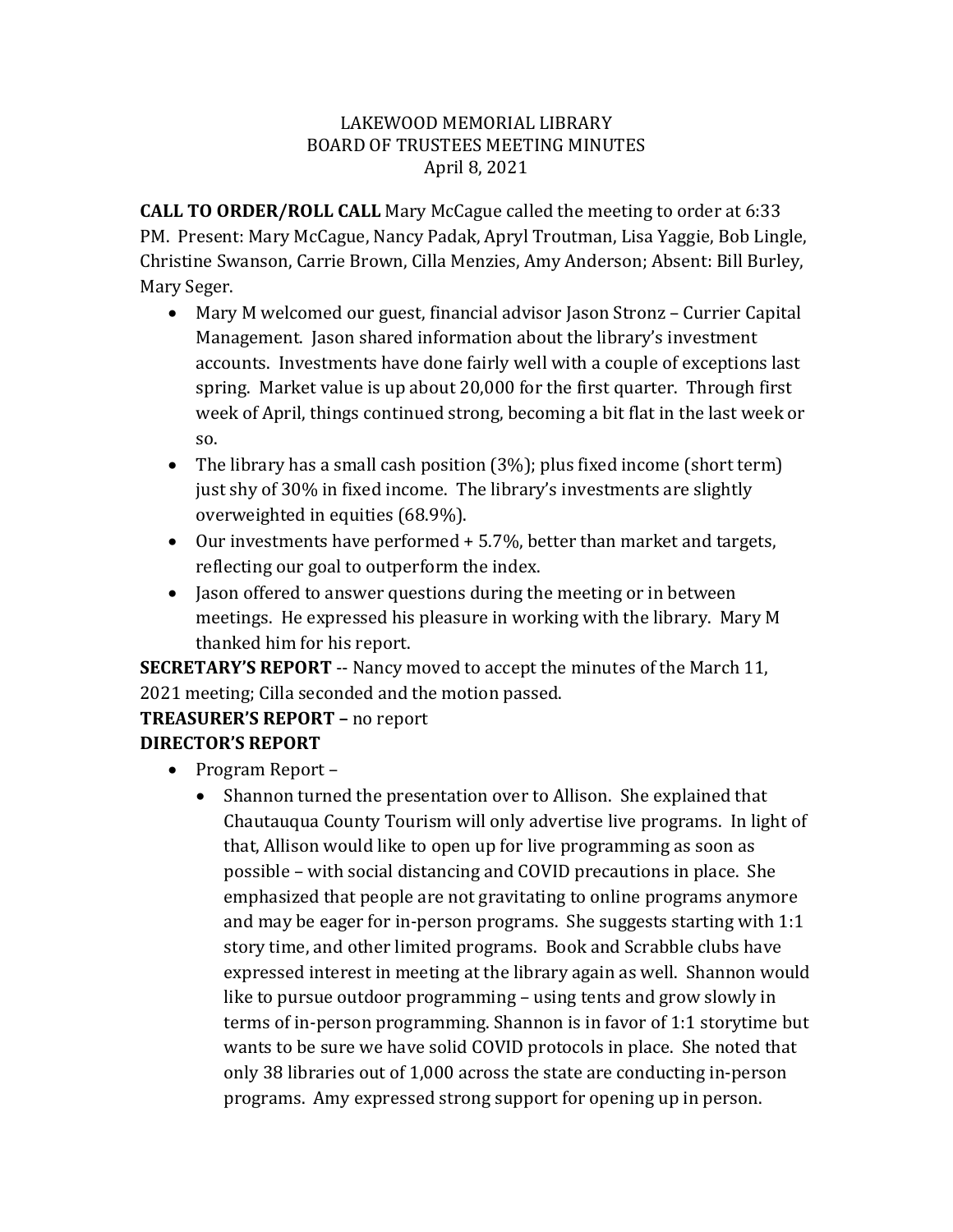LAKEWOOD MEMORIAL LIBRARY
BOARD OF TRUSTEES MEETING MINUTES
April 8, 2021

**CALL TO ORDER/ROLL CALL** Mary McCague called the meeting to order at 6:33 PM. Present: Mary McCague, Nancy Padak, Apryl Troutman, Lisa Yaggie, Bob Lingle, Christine Swanson, Carrie Brown, Cilla Menzies, Amy Anderson; Absent: Bill Burley, Mary Seger.

- Mary M welcomed our guest, financial advisor Jason Stronz – Currier Capital Management. Jason shared information about the library's investment accounts. Investments have done fairly well with a couple of exceptions last spring. Market value is up about 20,000 for the first quarter. Through first week of April, things continued strong, becoming a bit flat in the last week or so.
- The library has a small cash position (3%); plus fixed income (short term) just shy of 30% in fixed income. The library's investments are slightly overweighted in equities (68.9%).
- Our investments have performed + 5.7%, better than market and targets, reflecting our goal to outperform the index.
- Jason offered to answer questions during the meeting or in between meetings. He expressed his pleasure in working with the library. Mary M thanked him for his report.

**SECRETARY'S REPORT** -- Nancy moved to accept the minutes of the March 11, 2021 meeting; Cilla seconded and the motion passed.

**TREASURER'S REPORT –** no report

**DIRECTOR'S REPORT**

- Program Report –
  - Shannon turned the presentation over to Allison. She explained that Chautauqua County Tourism will only advertise live programs. In light of that, Allison would like to open up for live programming as soon as possible – with social distancing and COVID precautions in place. She emphasized that people are not gravitating to online programs anymore and may be eager for in-person programs. She suggests starting with 1:1 story time, and other limited programs. Book and Scrabble clubs have expressed interest in meeting at the library again as well. Shannon would like to pursue outdoor programming – using tents and grow slowly in terms of in-person programming. Shannon is in favor of 1:1 storytime but wants to be sure we have solid COVID protocols in place. She noted that only 38 libraries out of 1,000 across the state are conducting in-person programs. Amy expressed strong support for opening up in person.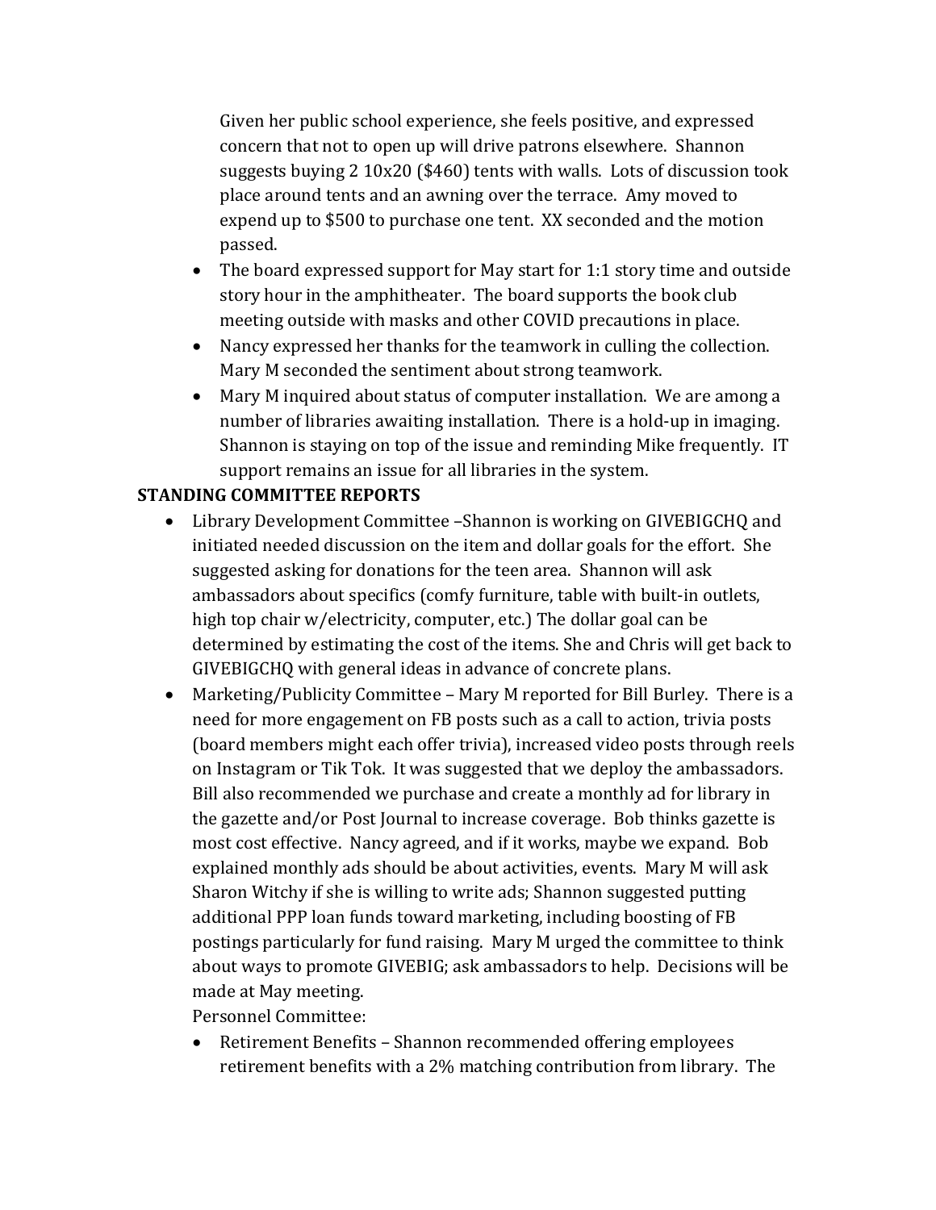Given her public school experience, she feels positive, and expressed concern that not to open up will drive patrons elsewhere. Shannon suggests buying 2 10x20 ($460) tents with walls. Lots of discussion took place around tents and an awning over the terrace. Amy moved to expend up to $500 to purchase one tent. XX seconded and the motion passed.

- The board expressed support for May start for 1:1 story time and outside story hour in the amphitheater. The board supports the book club meeting outside with masks and other COVID precautions in place.
- Nancy expressed her thanks for the teamwork in culling the collection. Mary M seconded the sentiment about strong teamwork.
- Mary M inquired about status of computer installation. We are among a number of libraries awaiting installation. There is a hold-up in imaging. Shannon is staying on top of the issue and reminding Mike frequently. IT support remains an issue for all libraries in the system.

**STANDING COMMITTEE REPORTS**

- Library Development Committee –Shannon is working on GIVEBIGCHQ and initiated needed discussion on the item and dollar goals for the effort. She suggested asking for donations for the teen area. Shannon will ask ambassadors about specifics (comfy furniture, table with built-in outlets, high top chair w/electricity, computer, etc.) The dollar goal can be determined by estimating the cost of the items. She and Chris will get back to GIVEBIGCHQ with general ideas in advance of concrete plans.
- Marketing/Publicity Committee – Mary M reported for Bill Burley. There is a need for more engagement on FB posts such as a call to action, trivia posts (board members might each offer trivia), increased video posts through reels on Instagram or Tik Tok. It was suggested that we deploy the ambassadors. Bill also recommended we purchase and create a monthly ad for library in the gazette and/or Post Journal to increase coverage. Bob thinks gazette is most cost effective. Nancy agreed, and if it works, maybe we expand. Bob explained monthly ads should be about activities, events. Mary M will ask Sharon Witchy if she is willing to write ads; Shannon suggested putting additional PPP loan funds toward marketing, including boosting of FB postings particularly for fund raising. Mary M urged the committee to think about ways to promote GIVEBIG; ask ambassadors to help. Decisions will be made at May meeting.

  Personnel Committee:

  - Retirement Benefits – Shannon recommended offering employees retirement benefits with a 2% matching contribution from library. The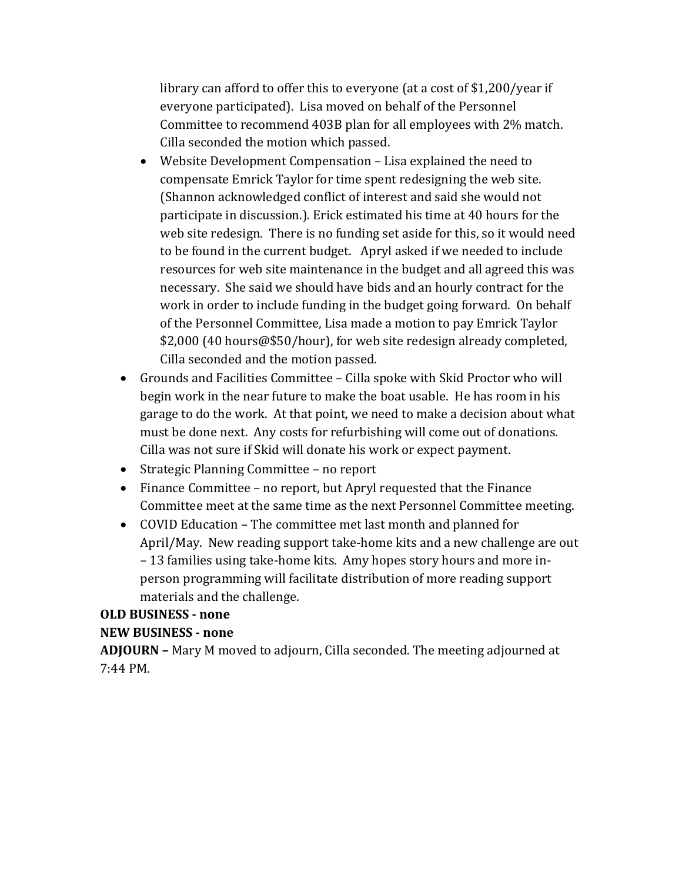library can afford to offer this to everyone (at a cost of $1,200/year if everyone participated). Lisa moved on behalf of the Personnel Committee to recommend 403B plan for all employees with 2% match. Cilla seconded the motion which passed.
  - Website Development Compensation – Lisa explained the need to compensate Emrick Taylor for time spent redesigning the web site. (Shannon acknowledged conflict of interest and said she would not participate in discussion.). Erick estimated his time at 40 hours for the web site redesign. There is no funding set aside for this, so it would need to be found in the current budget. Apryl asked if we needed to include resources for web site maintenance in the budget and all agreed this was necessary. She said we should have bids and an hourly contract for the work in order to include funding in the budget going forward. On behalf of the Personnel Committee, Lisa made a motion to pay Emrick Taylor $2,000 (40 hours@$50/hour), for web site redesign already completed, Cilla seconded and the motion passed.
- Grounds and Facilities Committee – Cilla spoke with Skid Proctor who will begin work in the near future to make the boat usable. He has room in his garage to do the work. At that point, we need to make a decision about what must be done next. Any costs for refurbishing will come out of donations. Cilla was not sure if Skid will donate his work or expect payment.
- Strategic Planning Committee – no report
- Finance Committee – no report, but Apryl requested that the Finance Committee meet at the same time as the next Personnel Committee meeting.
- COVID Education – The committee met last month and planned for April/May. New reading support take-home kits and a new challenge are out – 13 families using take-home kits. Amy hopes story hours and more in-person programming will facilitate distribution of more reading support materials and the challenge.

**OLD BUSINESS - none**

**NEW BUSINESS - none**

**ADJOURN –** Mary M moved to adjourn, Cilla seconded. The meeting adjourned at 7:44 PM.